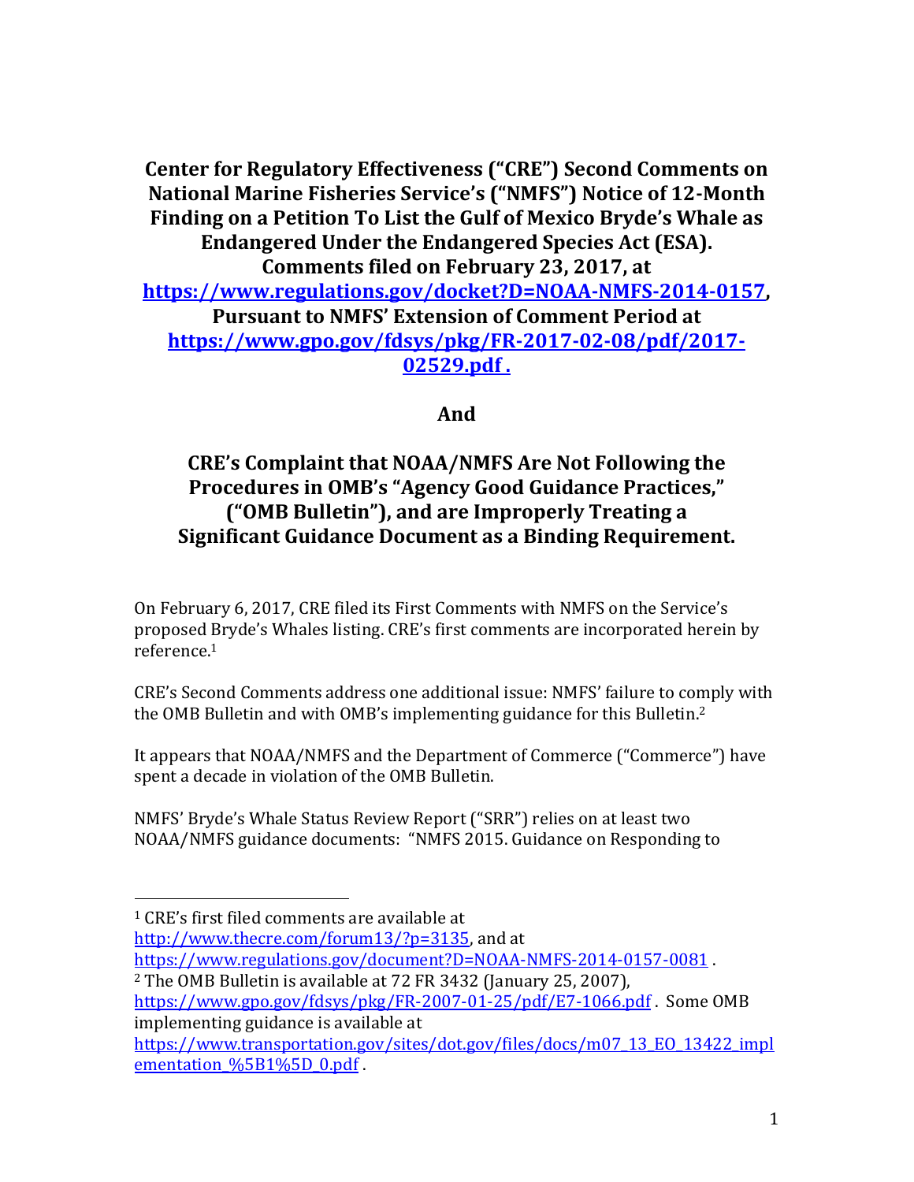# Center for Regulatory Effectiveness ("CRE") Second Comments on National Marine Fisheries Service's ("NMFS") Notice of 12-Month Finding on a Petition To List the Gulf of Mexico Bryde's Whale as Endangered Under the Endangered Species Act (ESA). Comments filed on February 23, 2017, at [https://www.regulations.gov/docket?D=NOAA-NMFS-2014-0157](https://www.regulations.gov/docket?D=NOAA-NMFS-2014-0157), Pursuant to NMFS' Extension of Comment Period at [https://www.gpo.gov/fdsys/pkg/FR-2017-02-08/pdf/2017-02529.pdf](https://www.gpo.gov/fdsys/pkg/FR-2017-02-08/pdf/2017-02529.pdf) .

**And**

## CRE's Complaint that NOAA/NMFS Are Not Following the Procedures in OMB's "Agency Good Guidance Practices," ("OMB Bulletin"), and are Improperly Treating a Significant Guidance Document as a Binding Requirement.

On February 6, 2017, CRE filed its First Comments with NMFS on the Service's proposed Bryde's Whales listing. CRE's first comments are incorporated herein by reference.[1]

CRE's Second Comments address one additional issue: NMFS' failure to comply with the OMB Bulletin and with OMB's implementing guidance for this Bulletin.[2]

It appears that NOAA/NMFS and the Department of Commerce ("Commerce") have spent a decade in violation of the OMB Bulletin.

NMFS' Bryde's Whale Status Review Report ("SRR") relies on at least two NOAA/NMFS guidance documents: "NMFS 2015. Guidance on Responding to

---

[1] CRE's first filed comments are available at http://www.thecre.com/forum13/?p=3135, and at https://www.regulations.gov/document?D=NOAA-NMFS-2014-0157-0081 .

[2] The OMB Bulletin is available at 72 FR 3432 (January 25, 2007), https://www.gpo.gov/fdsys/pkg/FR-2007-01-25/pdf/E7-1066.pdf . Some OMB implementing guidance is available at https://www.transportation.gov/sites/dot.gov/files/docs/m07_13_EO_13422_implementation_%5B1%5D_0.pdf .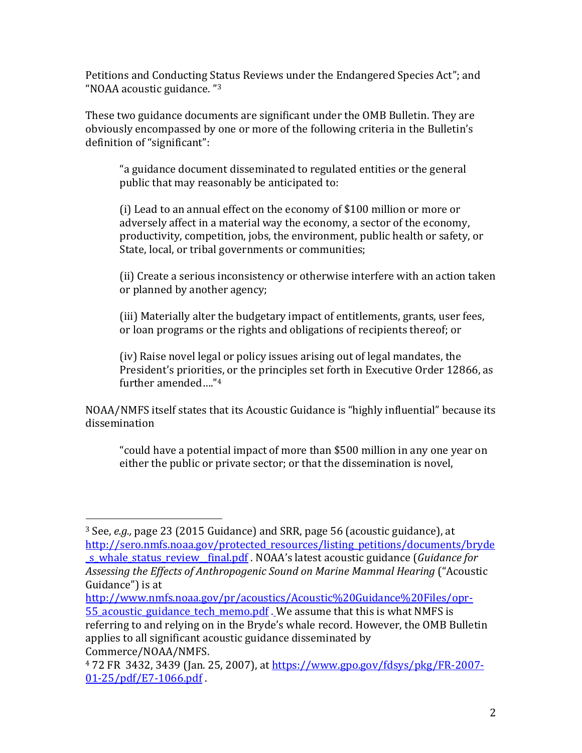Petitions and Conducting Status Reviews under the Endangered Species Act"; and "NOAA acoustic guidance. "[3]

These two guidance documents are significant under the OMB Bulletin. They are obviously encompassed by one or more of the following criteria in the Bulletin's definition of "significant":

> "a guidance document disseminated to regulated entities or the general public that may reasonably be anticipated to:
>
> (i) Lead to an annual effect on the economy of $100 million or more or adversely affect in a material way the economy, a sector of the economy, productivity, competition, jobs, the environment, public health or safety, or State, local, or tribal governments or communities;
>
> (ii) Create a serious inconsistency or otherwise interfere with an action taken or planned by another agency;
>
> (iii) Materially alter the budgetary impact of entitlements, grants, user fees, or loan programs or the rights and obligations of recipients thereof; or
>
> (iv) Raise novel legal or policy issues arising out of legal mandates, the President's priorities, or the principles set forth in Executive Order 12866, as further amended…."[4]

NOAA/NMFS itself states that its Acoustic Guidance is "highly influential" because its dissemination

> "could have a potential impact of more than $500 million in any one year on either the public or private sector; or that the dissemination is novel,

---

[3] See, *e.g.,* page 23 (2015 Guidance) and SRR, page 56 (acoustic guidance), at http://sero.nmfs.noaa.gov/protected_resources/listing_petitions/documents/bryde_s_whale_status_review__final.pdf . NOAA's latest acoustic guidance (*Guidance for Assessing the Effects of Anthropogenic Sound on Marine Mammal Hearing* ("Acoustic Guidance") is at http://www.nmfs.noaa.gov/pr/acoustics/Acoustic%20Guidance%20Files/opr-55_acoustic_guidance_tech_memo.pdf . We assume that this is what NMFS is referring to and relying on in the Bryde's whale record. However, the OMB Bulletin applies to all significant acoustic guidance disseminated by Commerce/NOAA/NMFS.

[4] 72 FR 3432, 3439 (Jan. 25, 2007), at https://www.gpo.gov/fdsys/pkg/FR-2007-01-25/pdf/E7-1066.pdf .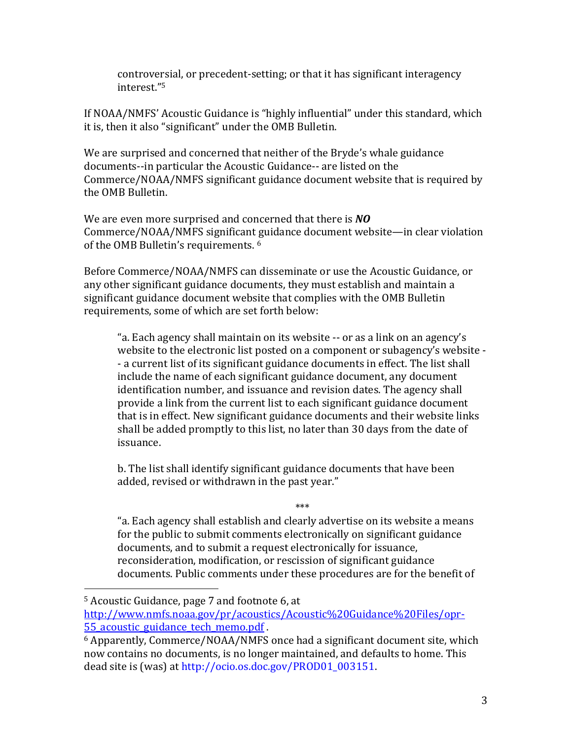> controversial, or precedent-setting; or that it has significant interagency interest."[5]

If NOAA/NMFS' Acoustic Guidance is "highly influential" under this standard, which it is, then it also "significant" under the OMB Bulletin.

We are surprised and concerned that neither of the Bryde's whale guidance documents--in particular the Acoustic Guidance-- are listed on the Commerce/NOAA/NMFS significant guidance document website that is required by the OMB Bulletin.

We are even more surprised and concerned that there is ***NO*** Commerce/NOAA/NMFS significant guidance document website—in clear violation of the OMB Bulletin's requirements. [6]

Before Commerce/NOAA/NMFS can disseminate or use the Acoustic Guidance, or any other significant guidance documents, they must establish and maintain a significant guidance document website that complies with the OMB Bulletin requirements, some of which are set forth below:

> "a. Each agency shall maintain on its website -- or as a link on an agency's website to the electronic list posted on a component or subagency's website -- a current list of its significant guidance documents in effect. The list shall include the name of each significant guidance document, any document identification number, and issuance and revision dates. The agency shall provide a link from the current list to each significant guidance document that is in effect. New significant guidance documents and their website links shall be added promptly to this list, no later than 30 days from the date of issuance.
>
> b. The list shall identify significant guidance documents that have been added, revised or withdrawn in the past year."
>
> ***
>
> "a. Each agency shall establish and clearly advertise on its website a means for the public to submit comments electronically on significant guidance documents, and to submit a request electronically for issuance, reconsideration, modification, or rescission of significant guidance documents. Public comments under these procedures are for the benefit of

---

[5] Acoustic Guidance, page 7 and footnote 6, at http://www.nmfs.noaa.gov/pr/acoustics/Acoustic%20Guidance%20Files/opr-55_acoustic_guidance_tech_memo.pdf .

[6] Apparently, Commerce/NOAA/NMFS once had a significant document site, which now contains no documents, is no longer maintained, and defaults to home. This dead site is (was) at http://ocio.os.doc.gov/PROD01_003151.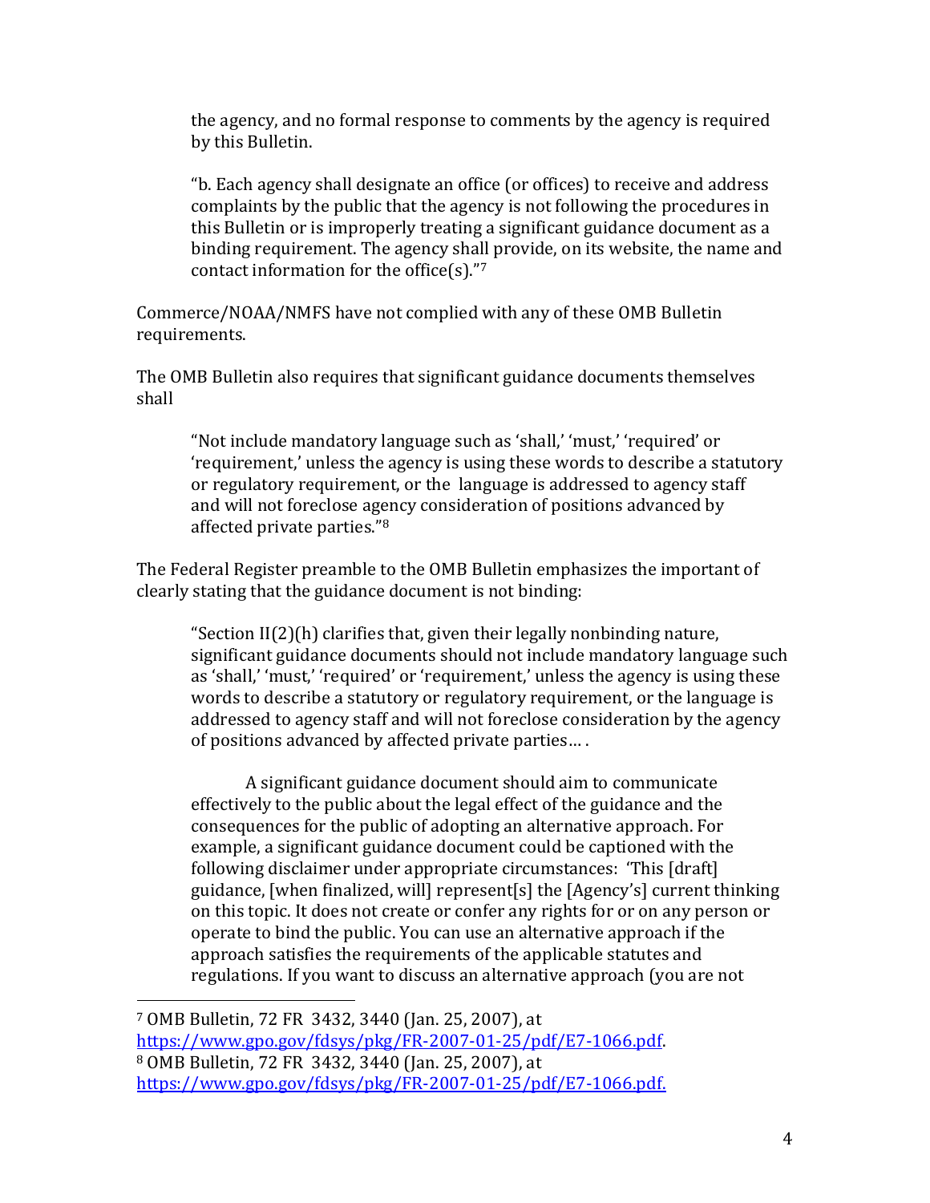> the agency, and no formal response to comments by the agency is required by this Bulletin.
>
> "b. Each agency shall designate an office (or offices) to receive and address complaints by the public that the agency is not following the procedures in this Bulletin or is improperly treating a significant guidance document as a binding requirement. The agency shall provide, on its website, the name and contact information for the office(s)."[7]

Commerce/NOAA/NMFS have not complied with any of these OMB Bulletin requirements.

The OMB Bulletin also requires that significant guidance documents themselves shall

> "Not include mandatory language such as 'shall,' 'must,' 'required' or 'requirement,' unless the agency is using these words to describe a statutory or regulatory requirement, or the language is addressed to agency staff and will not foreclose agency consideration of positions advanced by affected private parties."[8]

The Federal Register preamble to the OMB Bulletin emphasizes the important of clearly stating that the guidance document is not binding:

> "Section II(2)(h) clarifies that, given their legally nonbinding nature, significant guidance documents should not include mandatory language such as 'shall,' 'must,' 'required' or 'requirement,' unless the agency is using these words to describe a statutory or regulatory requirement, or the language is addressed to agency staff and will not foreclose consideration by the agency of positions advanced by affected private parties… .
>
> A significant guidance document should aim to communicate effectively to the public about the legal effect of the guidance and the consequences for the public of adopting an alternative approach. For example, a significant guidance document could be captioned with the following disclaimer under appropriate circumstances: 'This [draft] guidance, [when finalized, will] represent[s] the [Agency's] current thinking on this topic. It does not create or confer any rights for or on any person or operate to bind the public. You can use an alternative approach if the approach satisfies the requirements of the applicable statutes and regulations. If you want to discuss an alternative approach (you are not

---

[7] OMB Bulletin, 72 FR 3432, 3440 (Jan. 25, 2007), at https://www.gpo.gov/fdsys/pkg/FR-2007-01-25/pdf/E7-1066.pdf.

[8] OMB Bulletin, 72 FR 3432, 3440 (Jan. 25, 2007), at https://www.gpo.gov/fdsys/pkg/FR-2007-01-25/pdf/E7-1066.pdf.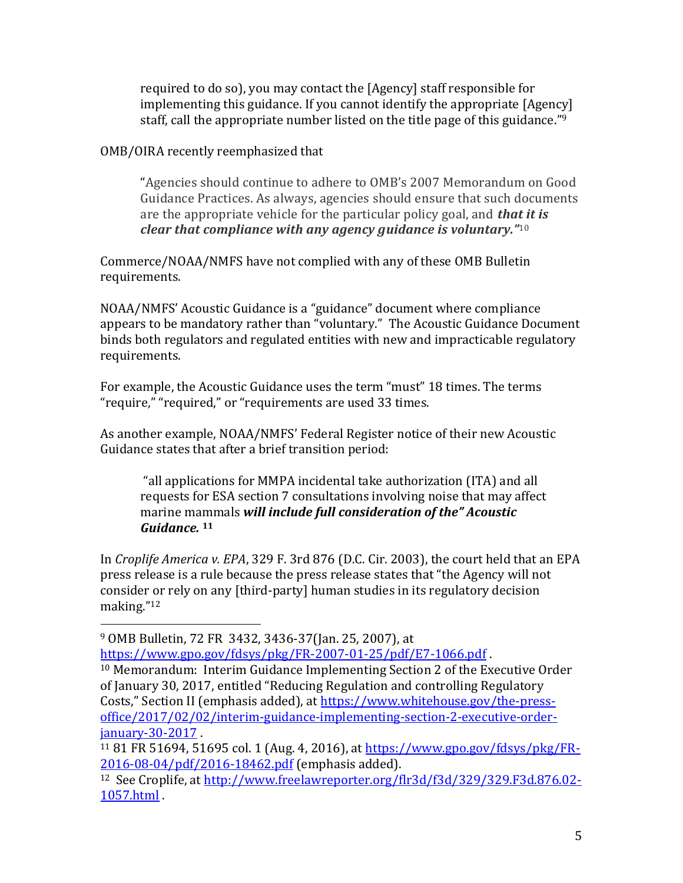> required to do so), you may contact the [Agency] staff responsible for implementing this guidance. If you cannot identify the appropriate [Agency] staff, call the appropriate number listed on the title page of this guidance."[9]

OMB/OIRA recently reemphasized that

> "Agencies should continue to adhere to OMB's 2007 Memorandum on Good Guidance Practices. As always, agencies should ensure that such documents are the appropriate vehicle for the particular policy goal, and ***that it is clear that compliance with any agency guidance is voluntary."***[10]

Commerce/NOAA/NMFS have not complied with any of these OMB Bulletin requirements.

NOAA/NMFS' Acoustic Guidance is a "guidance" document where compliance appears to be mandatory rather than "voluntary." The Acoustic Guidance Document binds both regulators and regulated entities with new and impracticable regulatory requirements.

For example, the Acoustic Guidance uses the term "must" 18 times. The terms "require," "required," or "requirements are used 33 times.

As another example, NOAA/NMFS' Federal Register notice of their new Acoustic Guidance states that after a brief transition period:

> "all applications for MMPA incidental take authorization (ITA) and all requests for ESA section 7 consultations involving noise that may affect marine mammals ***will include full consideration of the" Acoustic Guidance.*** **[11]**

In *Croplife America v. EPA*, 329 F. 3rd 876 (D.C. Cir. 2003), the court held that an EPA press release is a rule because the press release states that "the Agency will not consider or rely on any [third-party] human studies in its regulatory decision making."[12]

---

[9] OMB Bulletin, 72 FR 3432, 3436-37(Jan. 25, 2007), at https://www.gpo.gov/fdsys/pkg/FR-2007-01-25/pdf/E7-1066.pdf .

[10] Memorandum: Interim Guidance Implementing Section 2 of the Executive Order of January 30, 2017, entitled "Reducing Regulation and controlling Regulatory Costs," Section II (emphasis added), at https://www.whitehouse.gov/the-press-office/2017/02/02/interim-guidance-implementing-section-2-executive-order-january-30-2017 .

[11] 81 FR 51694, 51695 col. 1 (Aug. 4, 2016), at https://www.gpo.gov/fdsys/pkg/FR-2016-08-04/pdf/2016-18462.pdf (emphasis added).

[12] See Croplife, at http://www.freelawreporter.org/flr3d/f3d/329/329.F3d.876.02-1057.html .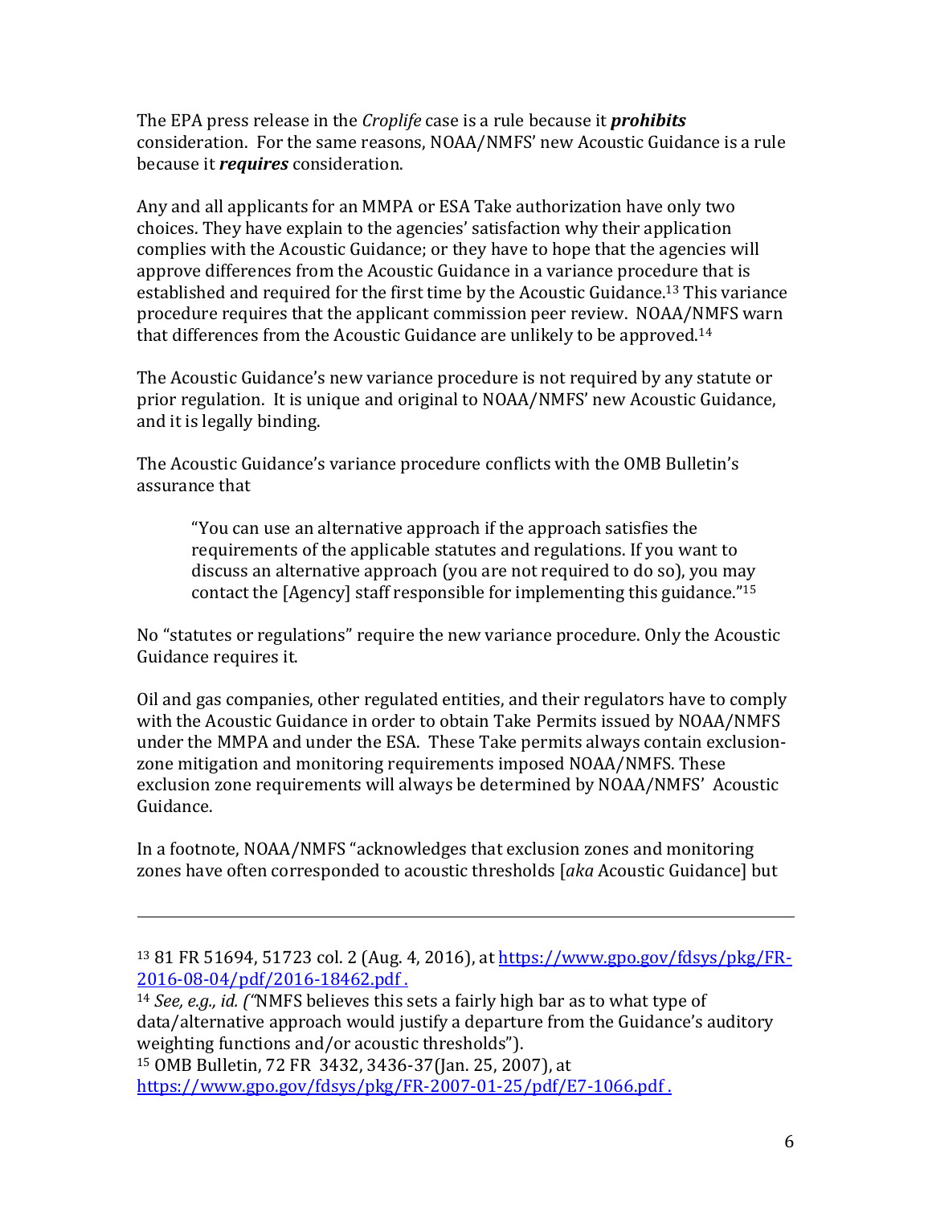The EPA press release in the *Croplife* case is a rule because it ***prohibits*** consideration. For the same reasons, NOAA/NMFS' new Acoustic Guidance is a rule because it ***requires*** consideration.

Any and all applicants for an MMPA or ESA Take authorization have only two choices. They have explain to the agencies' satisfaction why their application complies with the Acoustic Guidance; or they have to hope that the agencies will approve differences from the Acoustic Guidance in a variance procedure that is established and required for the first time by the Acoustic Guidance.[13] This variance procedure requires that the applicant commission peer review. NOAA/NMFS warn that differences from the Acoustic Guidance are unlikely to be approved.[14]

The Acoustic Guidance's new variance procedure is not required by any statute or prior regulation. It is unique and original to NOAA/NMFS' new Acoustic Guidance, and it is legally binding.

The Acoustic Guidance's variance procedure conflicts with the OMB Bulletin's assurance that

> "You can use an alternative approach if the approach satisfies the requirements of the applicable statutes and regulations. If you want to discuss an alternative approach (you are not required to do so), you may contact the [Agency] staff responsible for implementing this guidance."[15]

No "statutes or regulations" require the new variance procedure. Only the Acoustic Guidance requires it.

Oil and gas companies, other regulated entities, and their regulators have to comply with the Acoustic Guidance in order to obtain Take Permits issued by NOAA/NMFS under the MMPA and under the ESA. These Take permits always contain exclusion-zone mitigation and monitoring requirements imposed NOAA/NMFS. These exclusion zone requirements will always be determined by NOAA/NMFS' Acoustic Guidance.

In a footnote, NOAA/NMFS "acknowledges that exclusion zones and monitoring zones have often corresponded to acoustic thresholds [*aka* Acoustic Guidance] but

---

[13] 81 FR 51694, 51723 col. 2 (Aug. 4, 2016), at https://www.gpo.gov/fdsys/pkg/FR-2016-08-04/pdf/2016-18462.pdf .

[14] *See, e.g., id. (*"NMFS believes this sets a fairly high bar as to what type of data/alternative approach would justify a departure from the Guidance's auditory weighting functions and/or acoustic thresholds").

[15] OMB Bulletin, 72 FR 3432, 3436-37(Jan. 25, 2007), at https://www.gpo.gov/fdsys/pkg/FR-2007-01-25/pdf/E7-1066.pdf .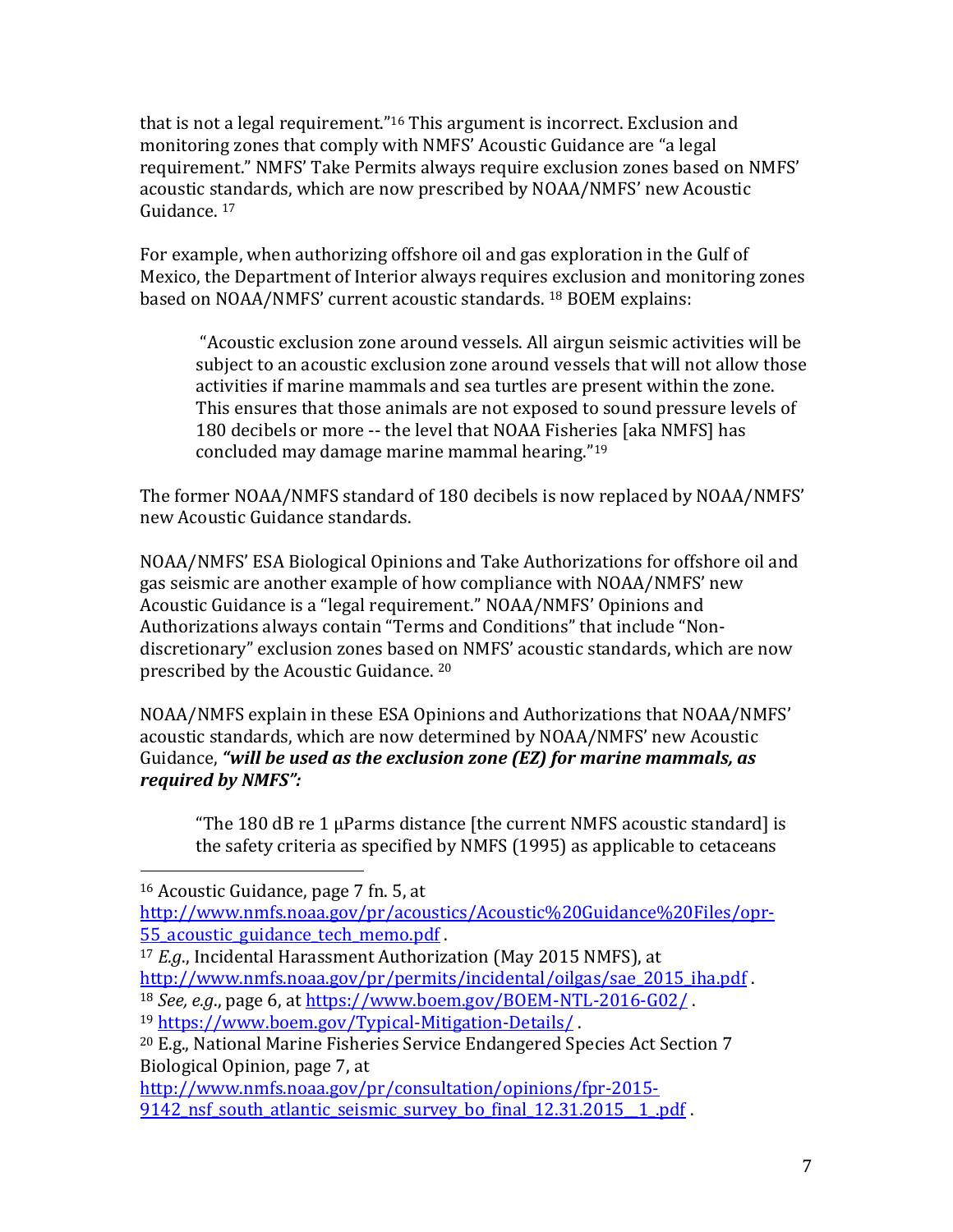that is not a legal requirement."[16] This argument is incorrect. Exclusion and monitoring zones that comply with NMFS' Acoustic Guidance are "a legal requirement." NMFS' Take Permits always require exclusion zones based on NMFS' acoustic standards, which are now prescribed by NOAA/NMFS' new Acoustic Guidance. [17]

For example, when authorizing offshore oil and gas exploration in the Gulf of Mexico, the Department of Interior always requires exclusion and monitoring zones based on NOAA/NMFS' current acoustic standards. [18] BOEM explains:

> "Acoustic exclusion zone around vessels. All airgun seismic activities will be subject to an acoustic exclusion zone around vessels that will not allow those activities if marine mammals and sea turtles are present within the zone. This ensures that those animals are not exposed to sound pressure levels of 180 decibels or more -- the level that NOAA Fisheries [aka NMFS] has concluded may damage marine mammal hearing."[19]

The former NOAA/NMFS standard of 180 decibels is now replaced by NOAA/NMFS' new Acoustic Guidance standards.

NOAA/NMFS' ESA Biological Opinions and Take Authorizations for offshore oil and gas seismic are another example of how compliance with NOAA/NMFS' new Acoustic Guidance is a "legal requirement." NOAA/NMFS' Opinions and Authorizations always contain "Terms and Conditions" that include "Non-discretionary" exclusion zones based on NMFS' acoustic standards, which are now prescribed by the Acoustic Guidance. [20]

NOAA/NMFS explain in these ESA Opinions and Authorizations that NOAA/NMFS' acoustic standards, which are now determined by NOAA/NMFS' new Acoustic Guidance, ***"will be used as the exclusion zone (EZ) for marine mammals, as required by NMFS":***

> "The 180 dB re 1 μParms distance [the current NMFS acoustic standard] is the safety criteria as specified by NMFS (1995) as applicable to cetaceans

---

[16] Acoustic Guidance, page 7 fn. 5, at http://www.nmfs.noaa.gov/pr/acoustics/Acoustic%20Guidance%20Files/opr-55_acoustic_guidance_tech_memo.pdf .

[17] *E.g.*, Incidental Harassment Authorization (May 2015 NMFS), at http://www.nmfs.noaa.gov/pr/permits/incidental/oilgas/sae_2015_iha.pdf .

[18] *See, e.g.*, page 6, at https://www.boem.gov/BOEM-NTL-2016-G02/ .

[19] https://www.boem.gov/Typical-Mitigation-Details/ .

[20] E.g., National Marine Fisheries Service Endangered Species Act Section 7 Biological Opinion, page 7, at http://www.nmfs.noaa.gov/pr/consultation/opinions/fpr-2015-9142_nsf_south_atlantic_seismic_survey_bo_final_12.31.2015__1_.pdf .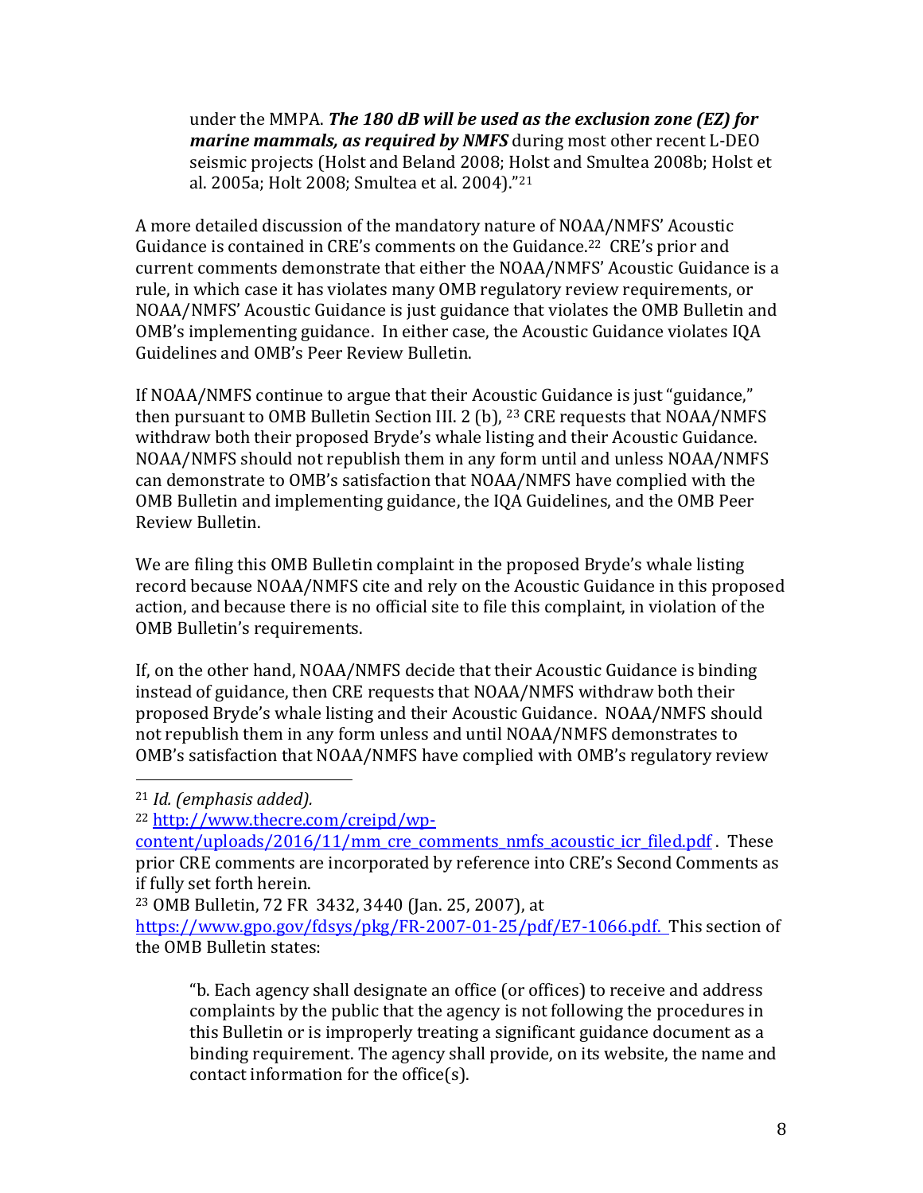under the MMPA. ***The 180 dB will be used as the exclusion zone (EZ) for marine mammals, as required by NMFS*** during most other recent L-DEO seismic projects (Holst and Beland 2008; Holst and Smultea 2008b; Holst et al. 2005a; Holt 2008; Smultea et al. 2004)."[21]

A more detailed discussion of the mandatory nature of NOAA/NMFS' Acoustic Guidance is contained in CRE's comments on the Guidance.[22] CRE's prior and current comments demonstrate that either the NOAA/NMFS' Acoustic Guidance is a rule, in which case it has violates many OMB regulatory review requirements, or NOAA/NMFS' Acoustic Guidance is just guidance that violates the OMB Bulletin and OMB's implementing guidance. In either case, the Acoustic Guidance violates IQA Guidelines and OMB's Peer Review Bulletin.

If NOAA/NMFS continue to argue that their Acoustic Guidance is just "guidance," then pursuant to OMB Bulletin Section III. 2 (b), [23] CRE requests that NOAA/NMFS withdraw both their proposed Bryde's whale listing and their Acoustic Guidance. NOAA/NMFS should not republish them in any form until and unless NOAA/NMFS can demonstrate to OMB's satisfaction that NOAA/NMFS have complied with the OMB Bulletin and implementing guidance, the IQA Guidelines, and the OMB Peer Review Bulletin.

We are filing this OMB Bulletin complaint in the proposed Bryde's whale listing record because NOAA/NMFS cite and rely on the Acoustic Guidance in this proposed action, and because there is no official site to file this complaint, in violation of the OMB Bulletin's requirements.

If, on the other hand, NOAA/NMFS decide that their Acoustic Guidance is binding instead of guidance, then CRE requests that NOAA/NMFS withdraw both their proposed Bryde's whale listing and their Acoustic Guidance. NOAA/NMFS should not republish them in any form unless and until NOAA/NMFS demonstrates to OMB's satisfaction that NOAA/NMFS have complied with OMB's regulatory review

---

[21] *Id. (emphasis added).*

[22] http://www.thecre.com/creipd/wp-content/uploads/2016/11/mm_cre_comments_nmfs_acoustic_icr_filed.pdf . These prior CRE comments are incorporated by reference into CRE's Second Comments as if fully set forth herein.

[23] OMB Bulletin, 72 FR 3432, 3440 (Jan. 25, 2007), at https://www.gpo.gov/fdsys/pkg/FR-2007-01-25/pdf/E7-1066.pdf. This section of the OMB Bulletin states:

> "b. Each agency shall designate an office (or offices) to receive and address complaints by the public that the agency is not following the procedures in this Bulletin or is improperly treating a significant guidance document as a binding requirement. The agency shall provide, on its website, the name and contact information for the office(s).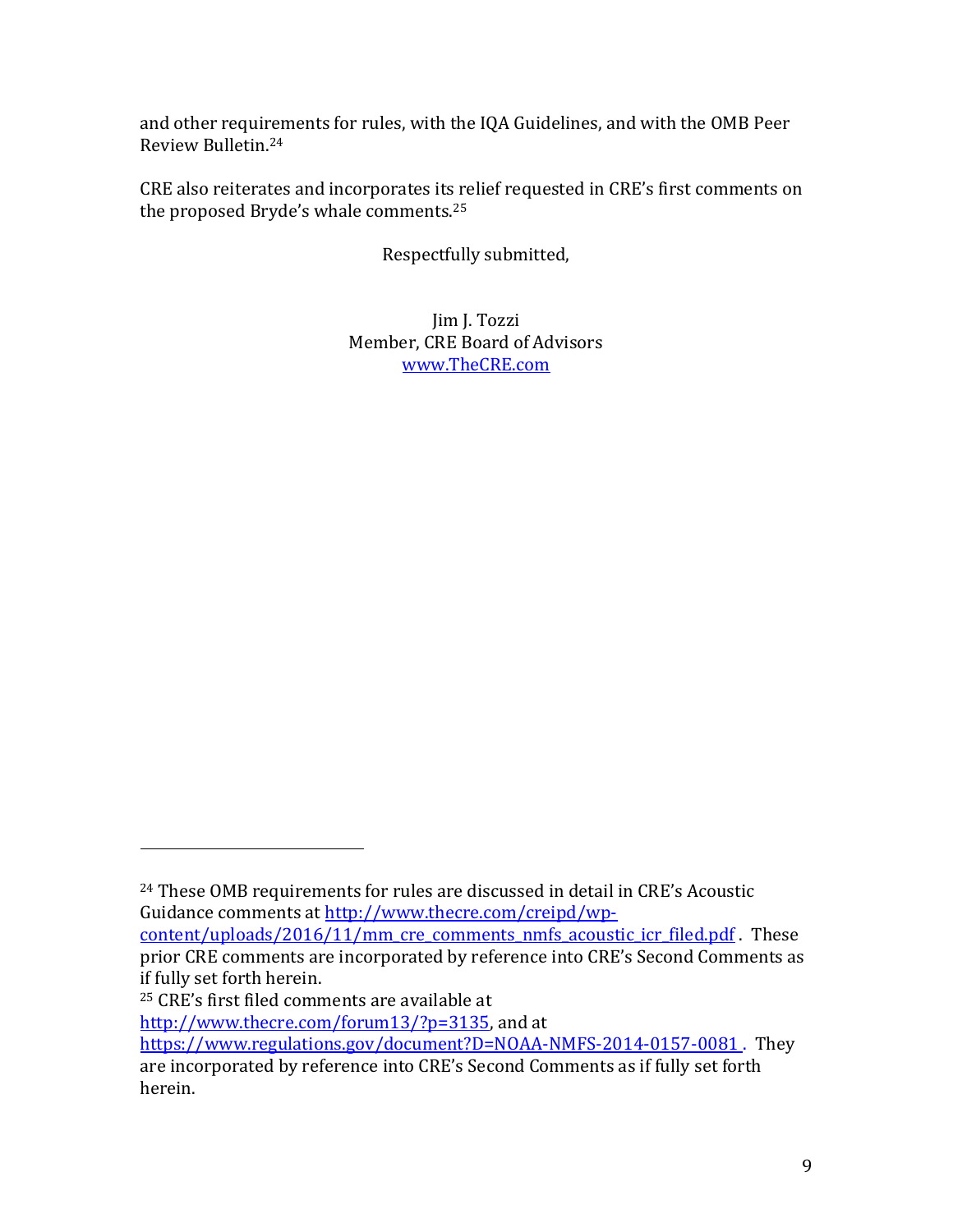and other requirements for rules, with the IQA Guidelines, and with the OMB Peer Review Bulletin.[24]

CRE also reiterates and incorporates its relief requested in CRE's first comments on the proposed Bryde's whale comments.[25]

Respectfully submitted,

Jim J. Tozzi
Member, CRE Board of Advisors
www.TheCRE.com

---

[24] These OMB requirements for rules are discussed in detail in CRE's Acoustic Guidance comments at http://www.thecre.com/creipd/wp-content/uploads/2016/11/mm_cre_comments_nmfs_acoustic_icr_filed.pdf . These prior CRE comments are incorporated by reference into CRE's Second Comments as if fully set forth herein.

[25] CRE's first filed comments are available at http://www.thecre.com/forum13/?p=3135, and at https://www.regulations.gov/document?D=NOAA-NMFS-2014-0157-0081 . They are incorporated by reference into CRE's Second Comments as if fully set forth herein.